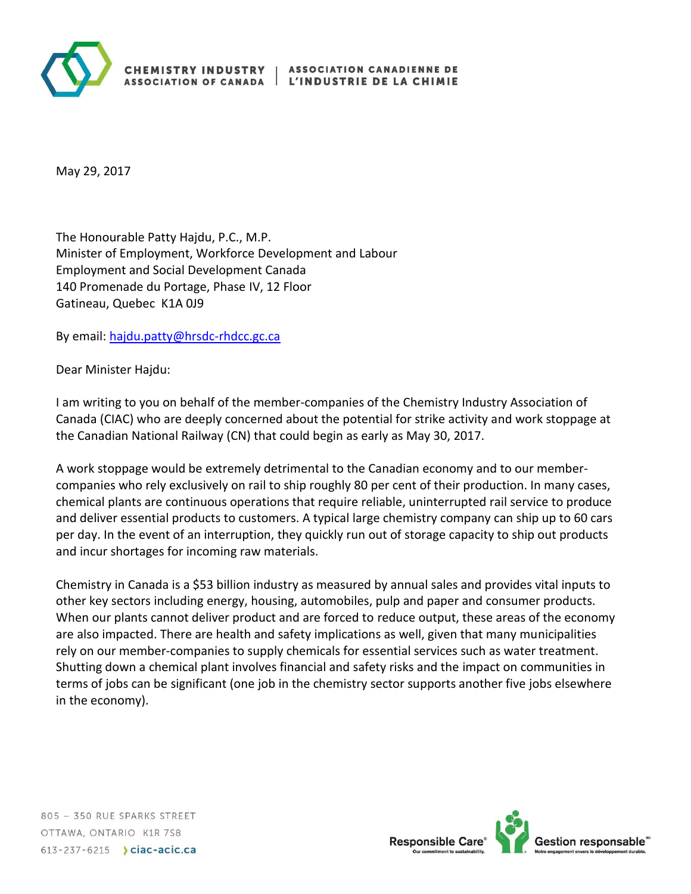CHEMISTRY INDUSTRY ASSOCIATION OF CANADA | ASSOCIATION CANADIENNE DE L'INDUSTRIE DE LA CHIMIE

May 29, 2017

The Honourable Patty Hajdu, P.C., M.P.
Minister of Employment, Workforce Development and Labour
Employment and Social Development Canada
140 Promenade du Portage, Phase IV, 12 Floor
Gatineau, Quebec K1A 0J9

By email: hajdu.patty@hrsdc-rhdcc.gc.ca

Dear Minister Hajdu:

I am writing to you on behalf of the member-companies of the Chemistry Industry Association of Canada (CIAC) who are deeply concerned about the potential for strike activity and work stoppage at the Canadian National Railway (CN) that could begin as early as May 30, 2017.

A work stoppage would be extremely detrimental to the Canadian economy and to our member-companies who rely exclusively on rail to ship roughly 80 per cent of their production. In many cases, chemical plants are continuous operations that require reliable, uninterrupted rail service to produce and deliver essential products to customers. A typical large chemistry company can ship up to 60 cars per day. In the event of an interruption, they quickly run out of storage capacity to ship out products and incur shortages for incoming raw materials.

Chemistry in Canada is a $53 billion industry as measured by annual sales and provides vital inputs to other key sectors including energy, housing, automobiles, pulp and paper and consumer products. When our plants cannot deliver product and are forced to reduce output, these areas of the economy are also impacted. There are health and safety implications as well, given that many municipalities rely on our member-companies to supply chemicals for essential services such as water treatment. Shutting down a chemical plant involves financial and safety risks and the impact on communities in terms of jobs can be significant (one job in the chemistry sector supports another five jobs elsewhere in the economy).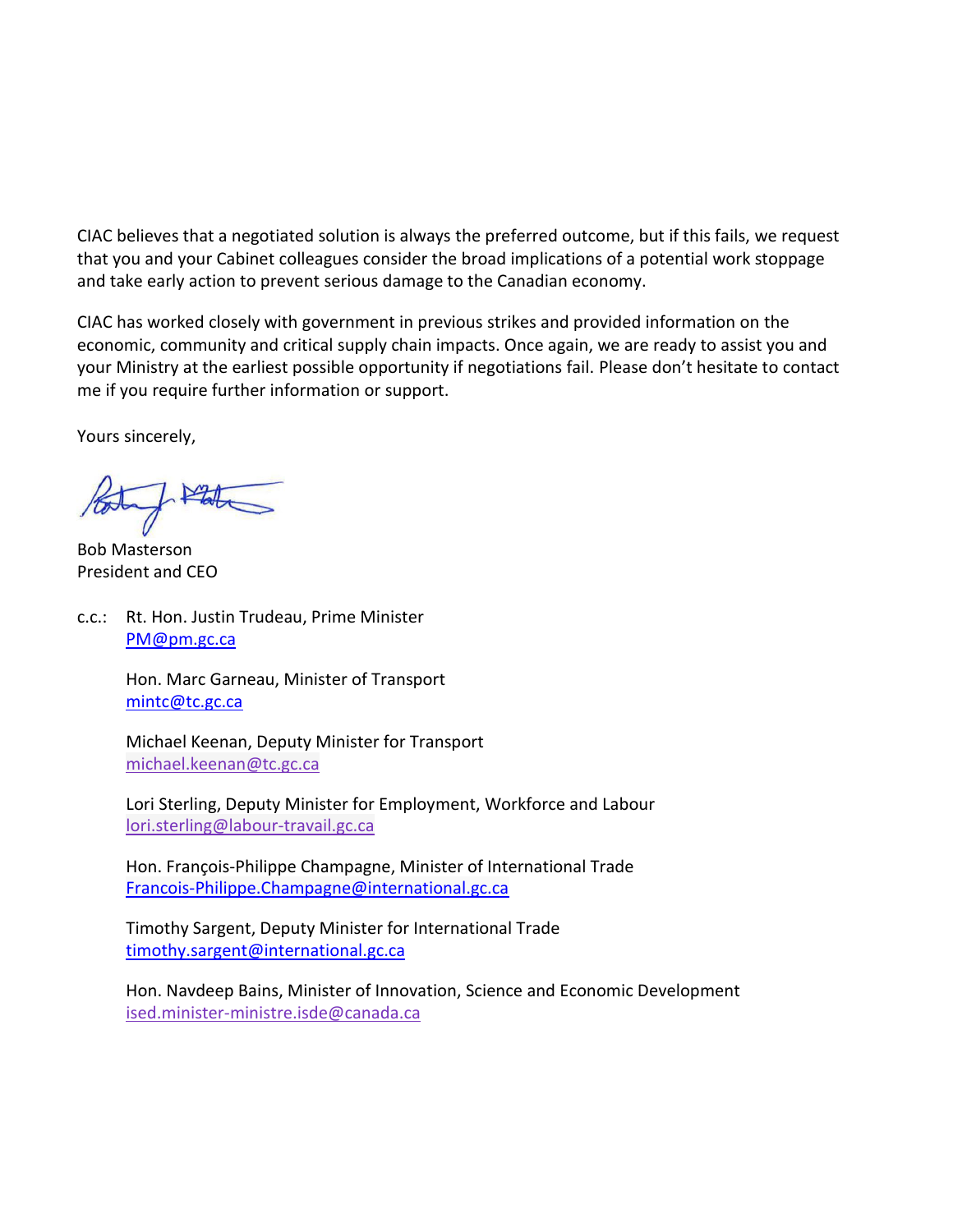CIAC believes that a negotiated solution is always the preferred outcome, but if this fails, we request that you and your Cabinet colleagues consider the broad implications of a potential work stoppage and take early action to prevent serious damage to the Canadian economy.

CIAC has worked closely with government in previous strikes and provided information on the economic, community and critical supply chain impacts. Once again, we are ready to assist you and your Ministry at the earliest possible opportunity if negotiations fail. Please don't hesitate to contact me if you require further information or support.

Yours sincerely,

Bob Masterson  
President and CEO

c.c.: Rt. Hon. Justin Trudeau, Prime Minister  
PM@pm.gc.ca

Hon. Marc Garneau, Minister of Transport  
mintc@tc.gc.ca

Michael Keenan, Deputy Minister for Transport  
michael.keenan@tc.gc.ca

Lori Sterling, Deputy Minister for Employment, Workforce and Labour  
lori.sterling@labour-travail.gc.ca

Hon. François-Philippe Champagne, Minister of International Trade  
Francois-Philippe.Champagne@international.gc.ca

Timothy Sargent, Deputy Minister for International Trade  
timothy.sargent@international.gc.ca

Hon. Navdeep Bains, Minister of Innovation, Science and Economic Development  
ised.minister-ministre.isde@canada.ca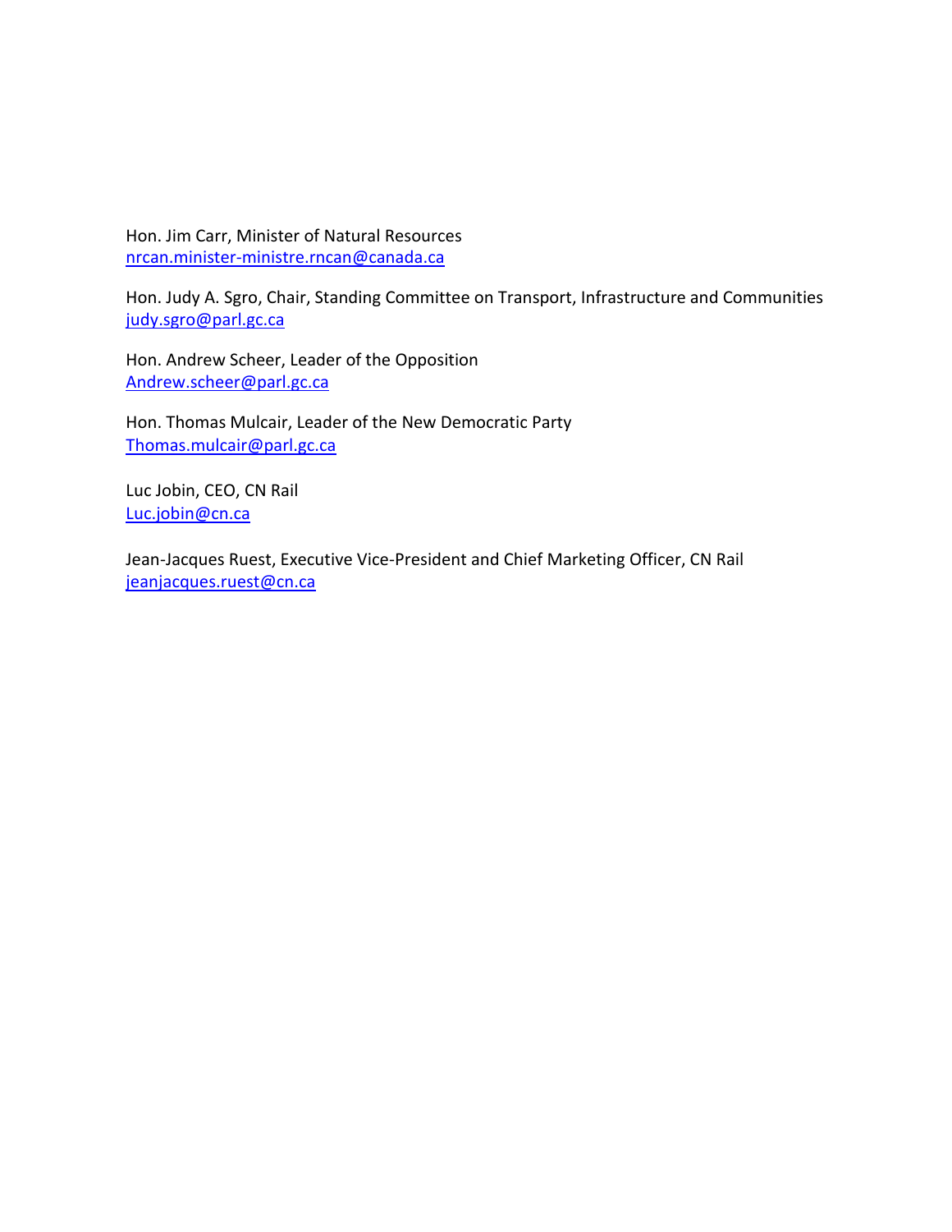Hon. Jim Carr, Minister of Natural Resources
nrcan.minister-ministre.rncan@canada.ca

Hon. Judy A. Sgro, Chair, Standing Committee on Transport, Infrastructure and Communities
judy.sgro@parl.gc.ca

Hon. Andrew Scheer, Leader of the Opposition
Andrew.scheer@parl.gc.ca

Hon. Thomas Mulcair, Leader of the New Democratic Party
Thomas.mulcair@parl.gc.ca

Luc Jobin, CEO, CN Rail
Luc.jobin@cn.ca

Jean-Jacques Ruest, Executive Vice-President and Chief Marketing Officer, CN Rail
jeanjacques.ruest@cn.ca